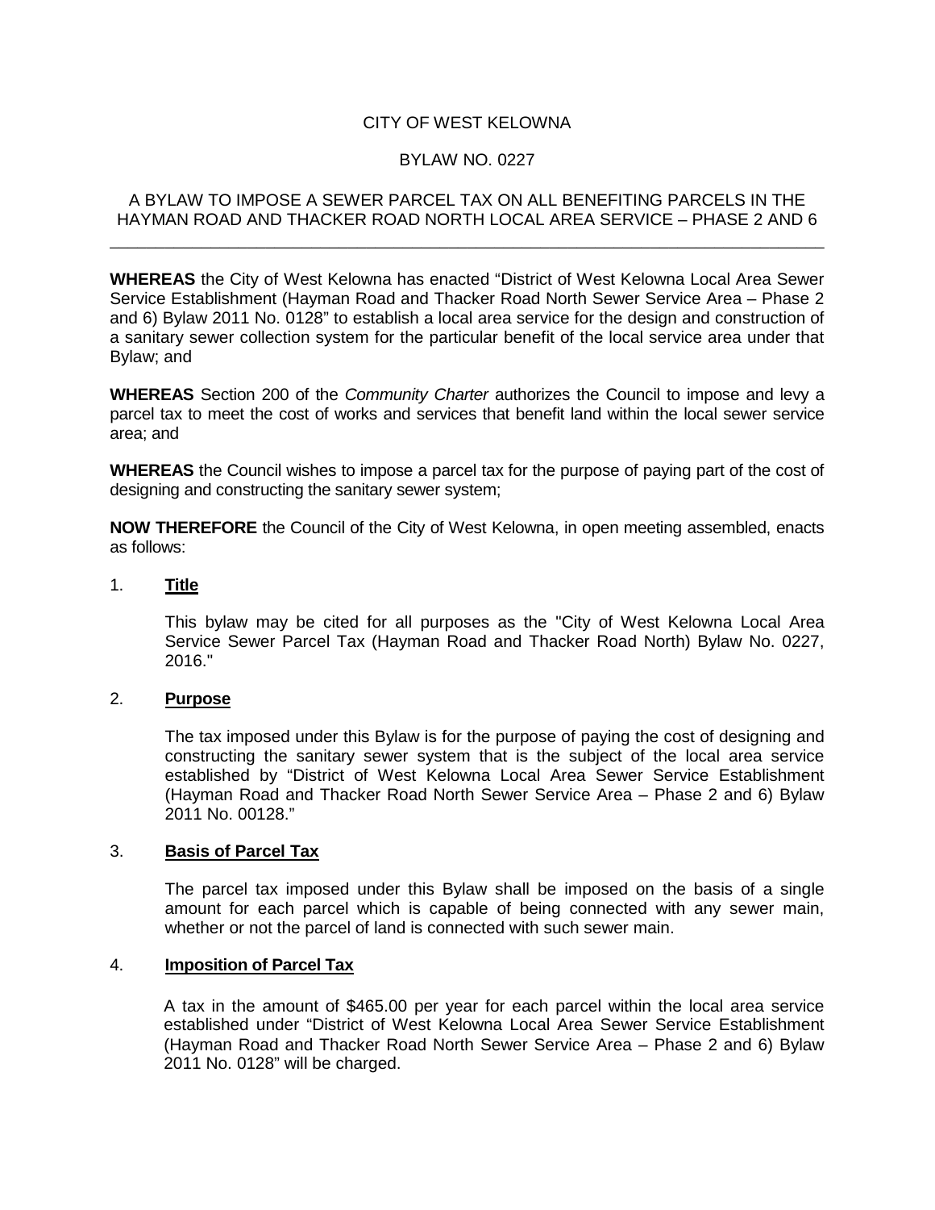CITY OF WEST KELOWNA

BYLAW NO. 0227

A BYLAW TO IMPOSE A SEWER PARCEL TAX ON ALL BENEFITING PARCELS IN THE HAYMAN ROAD AND THACKER ROAD NORTH LOCAL AREA SERVICE – PHASE 2 AND 6

---

**WHEREAS** the City of West Kelowna has enacted "District of West Kelowna Local Area Sewer Service Establishment (Hayman Road and Thacker Road North Sewer Service Area – Phase 2 and 6) Bylaw 2011 No. 0128" to establish a local area service for the design and construction of a sanitary sewer collection system for the particular benefit of the local service area under that Bylaw; and

**WHEREAS** Section 200 of the *Community Charter* authorizes the Council to impose and levy a parcel tax to meet the cost of works and services that benefit land within the local sewer service area; and

**WHEREAS** the Council wishes to impose a parcel tax for the purpose of paying part of the cost of designing and constructing the sanitary sewer system;

**NOW THEREFORE** the Council of the City of West Kelowna, in open meeting assembled, enacts as follows:

1. **Title**

   This bylaw may be cited for all purposes as the "City of West Kelowna Local Area Service Sewer Parcel Tax (Hayman Road and Thacker Road North) Bylaw No. 0227, 2016."

2. **Purpose**

   The tax imposed under this Bylaw is for the purpose of paying the cost of designing and constructing the sanitary sewer system that is the subject of the local area service established by "District of West Kelowna Local Area Sewer Service Establishment (Hayman Road and Thacker Road North Sewer Service Area – Phase 2 and 6) Bylaw 2011 No. 00128."

3. **Basis of Parcel Tax**

   The parcel tax imposed under this Bylaw shall be imposed on the basis of a single amount for each parcel which is capable of being connected with any sewer main, whether or not the parcel of land is connected with such sewer main.

4. **Imposition of Parcel Tax**

   A tax in the amount of $465.00 per year for each parcel within the local area service established under "District of West Kelowna Local Area Sewer Service Establishment (Hayman Road and Thacker Road North Sewer Service Area – Phase 2 and 6) Bylaw 2011 No. 0128" will be charged.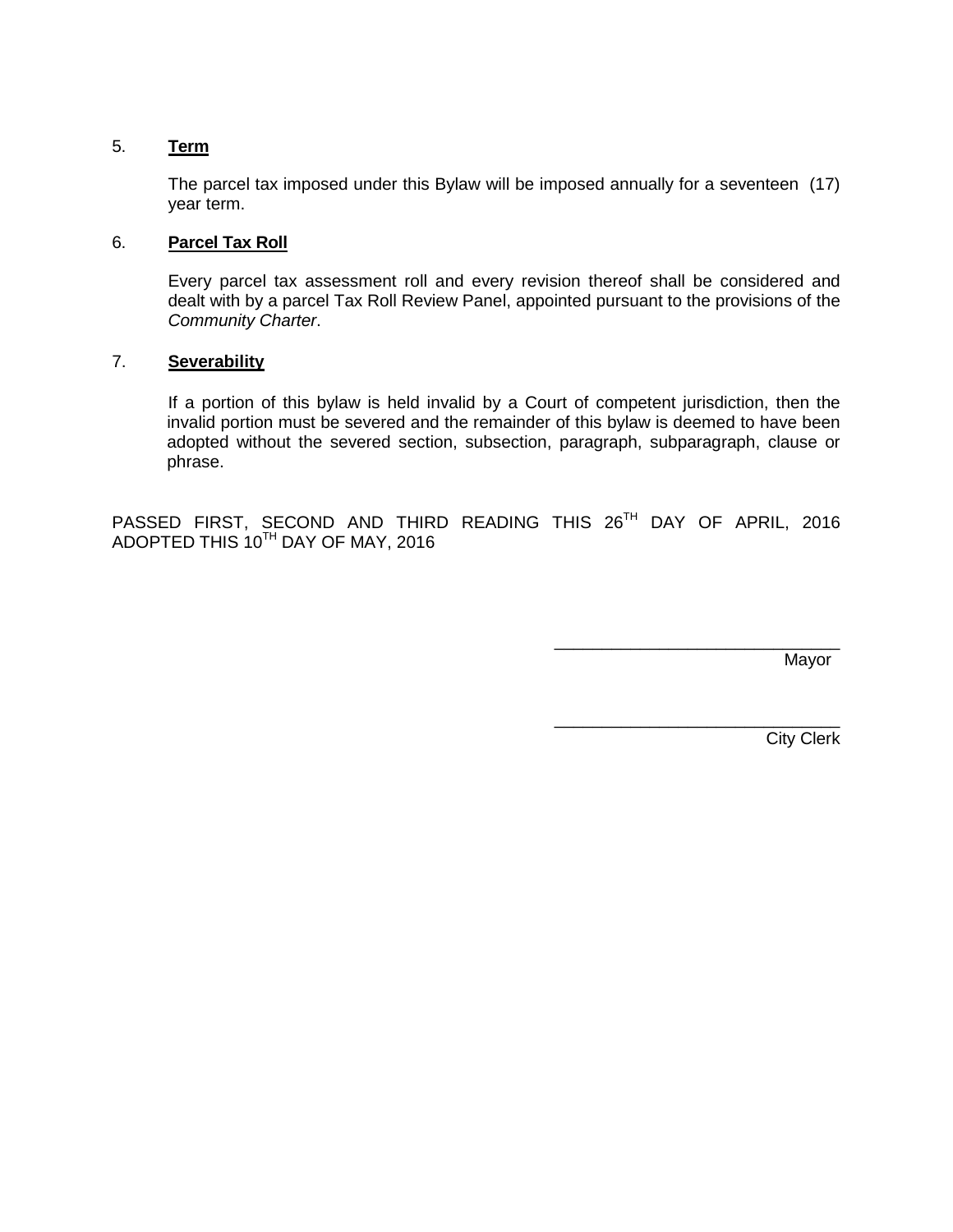5. **Term**

   The parcel tax imposed under this Bylaw will be imposed annually for a seventeen (17) year term.

6. **Parcel Tax Roll**

   Every parcel tax assessment roll and every revision thereof shall be considered and dealt with by a parcel Tax Roll Review Panel, appointed pursuant to the provisions of the *Community Charter*.

7. **Severability**

   If a portion of this bylaw is held invalid by a Court of competent jurisdiction, then the invalid portion must be severed and the remainder of this bylaw is deemed to have been adopted without the severed section, subsection, paragraph, subparagraph, clause or phrase.

PASSED FIRST, SECOND AND THIRD READING THIS 26TH DAY OF APRIL, 2016
ADOPTED THIS 10TH DAY OF MAY, 2016

______________________________
Mayor

______________________________
City Clerk